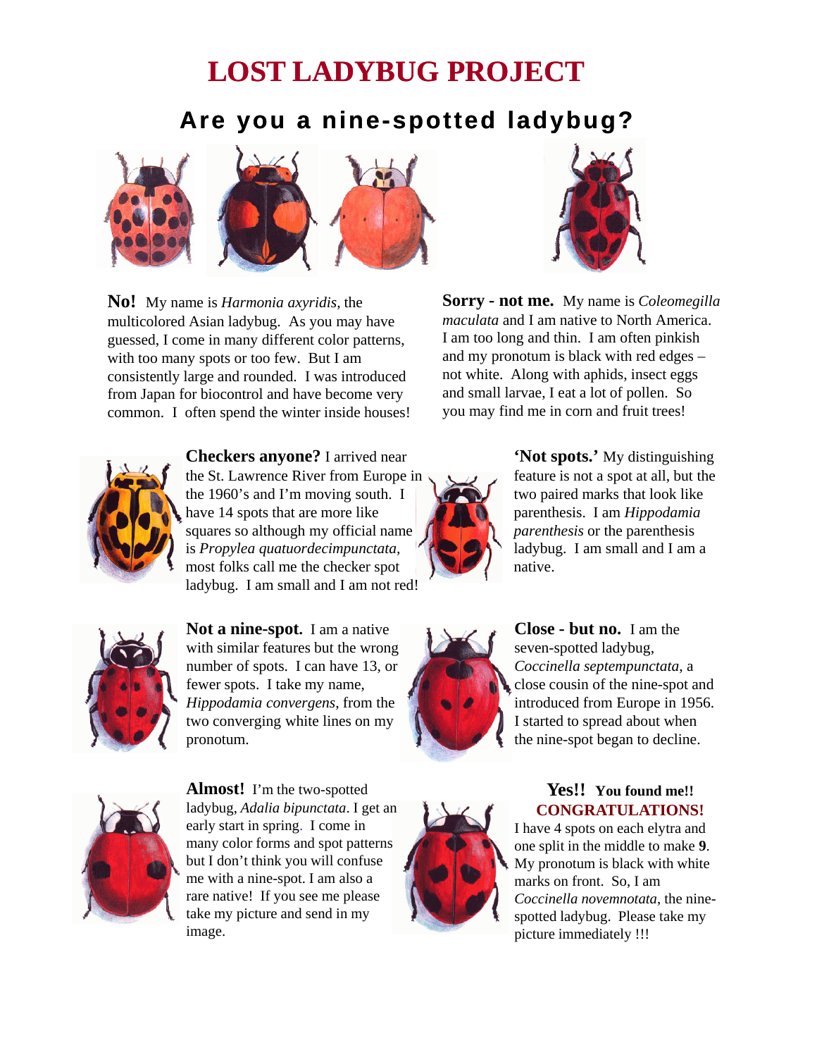# LOST LADYBUG PROJECT

## Are you a nine-spotted ladybug?

**No!** My name is *Harmonia axyridis*, the multicolored Asian ladybug. As you may have guessed, I come in many different color patterns, with too many spots or too few. But I am consistently large and rounded. I was introduced from Japan for biocontrol and have become very common. I often spend the winter inside houses!

**Sorry - not me.** My name is *Coleomegilla maculata* and I am native to North America. I am too long and thin. I am often pinkish and my pronotum is black with red edges – not white. Along with aphids, insect eggs and small larvae, I eat a lot of pollen. So you may find me in corn and fruit trees!

**Checkers anyone?** I arrived near the St. Lawrence River from Europe in the 1960's and I'm moving south. I have 14 spots that are more like squares so although my official name is *Propylea quatuordecimpunctata*, most folks call me the checker spot ladybug. I am small and I am not red!

**'Not spots.'** My distinguishing feature is not a spot at all, but the two paired marks that look like parenthesis. I am *Hippodamia parenthesis* or the parenthesis ladybug. I am small and I am a native.

**Not a nine-spot.** I am a native with similar features but the wrong number of spots. I can have 13, or fewer spots. I take my name, *Hippodamia convergens*, from the two converging white lines on my pronotum.

**Close - but no.** I am the seven-spotted ladybug, *Coccinella septempunctata*, a close cousin of the nine-spot and introduced from Europe in 1956. I started to spread about when the nine-spot began to decline.

**Almost!** I'm the two-spotted ladybug, *Adalia bipunctata*. I get an early start in spring. I come in many color forms and spot patterns but I don't think you will confuse me with a nine-spot. I am also a rare native! If you see me please take my picture and send in my image.

**Yes!! You found me!!**
**CONGRATULATIONS!**
I have 4 spots on each elytra and one split in the middle to make **9**. My pronotum is black with white marks on front. So, I am *Coccinella novemnotata*, the nine-spotted ladybug. Please take my picture immediately !!!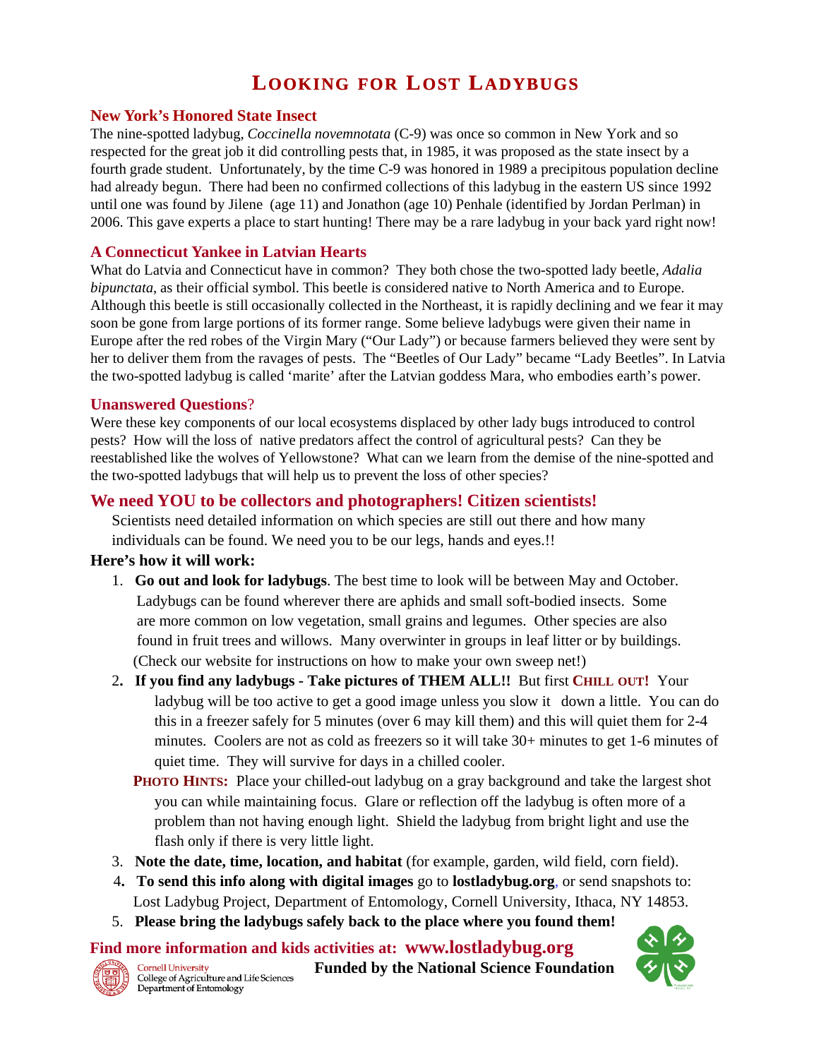# LOOKING FOR LOST LADYBUGS

## New York's Honored State Insect

The nine-spotted ladybug, *Coccinella novemnotata* (C-9) was once so common in New York and so respected for the great job it did controlling pests that, in 1985, it was proposed as the state insect by a fourth grade student. Unfortunately, by the time C-9 was honored in 1989 a precipitous population decline had already begun. There had been no confirmed collections of this ladybug in the eastern US since 1992 until one was found by Jilene (age 11) and Jonathon (age 10) Penhale (identified by Jordan Perlman) in 2006. This gave experts a place to start hunting! There may be a rare ladybug in your back yard right now!

## A Connecticut Yankee in Latvian Hearts

What do Latvia and Connecticut have in common? They both chose the two-spotted lady beetle, *Adalia bipunctata*, as their official symbol. This beetle is considered native to North America and to Europe. Although this beetle is still occasionally collected in the Northeast, it is rapidly declining and we fear it may soon be gone from large portions of its former range. Some believe ladybugs were given their name in Europe after the red robes of the Virgin Mary ("Our Lady") or because farmers believed they were sent by her to deliver them from the ravages of pests. The "Beetles of Our Lady" became "Lady Beetles". In Latvia the two-spotted ladybug is called 'marite' after the Latvian goddess Mara, who embodies earth's power.

## Unanswered Questions?

Were these key components of our local ecosystems displaced by other lady bugs introduced to control pests? How will the loss of native predators affect the control of agricultural pests? Can they be reestablished like the wolves of Yellowstone? What can we learn from the demise of the nine-spotted and the two-spotted ladybugs that will help us to prevent the loss of other species?

## We need YOU to be collectors and photographers! Citizen scientists!

Scientists need detailed information on which species are still out there and how many individuals can be found. We need you to be our legs, hands and eyes.!!

**Here's how it will work:**

1. **Go out and look for ladybugs**. The best time to look will be between May and October. Ladybugs can be found wherever there are aphids and small soft-bodied insects. Some are more common on low vegetation, small grains and legumes. Other species are also found in fruit trees and willows. Many overwinter in groups in leaf litter or by buildings. (Check our website for instructions on how to make your own sweep net!)
2. **If you find any ladybugs - Take pictures of THEM ALL!!** But first **CHILL OUT!** Your ladybug will be too active to get a good image unless you slow it down a little. You can do this in a freezer safely for 5 minutes (over 6 may kill them) and this will quiet them for 2-4 minutes. Coolers are not as cold as freezers so it will take 30+ minutes to get 1-6 minutes of quiet time. They will survive for days in a chilled cooler.

   **PHOTO HINTS:** Place your chilled-out ladybug on a gray background and take the largest shot you can while maintaining focus. Glare or reflection off the ladybug is often more of a problem than not having enough light. Shield the ladybug from bright light and use the flash only if there is very little light.
3. **Note the date, time, location, and habitat** (for example, garden, wild field, corn field).
4. **To send this info along with digital images** go to **lostladybug.org**, or send snapshots to: Lost Ladybug Project, Department of Entomology, Cornell University, Ithaca, NY 14853.
5. **Please bring the ladybugs safely back to the place where you found them!**

**Find more information and kids activities at: www.lostladybug.org**

Cornell University
College of Agriculture and Life Sciences
Department of Entomology

**Funded by the National Science Foundation**